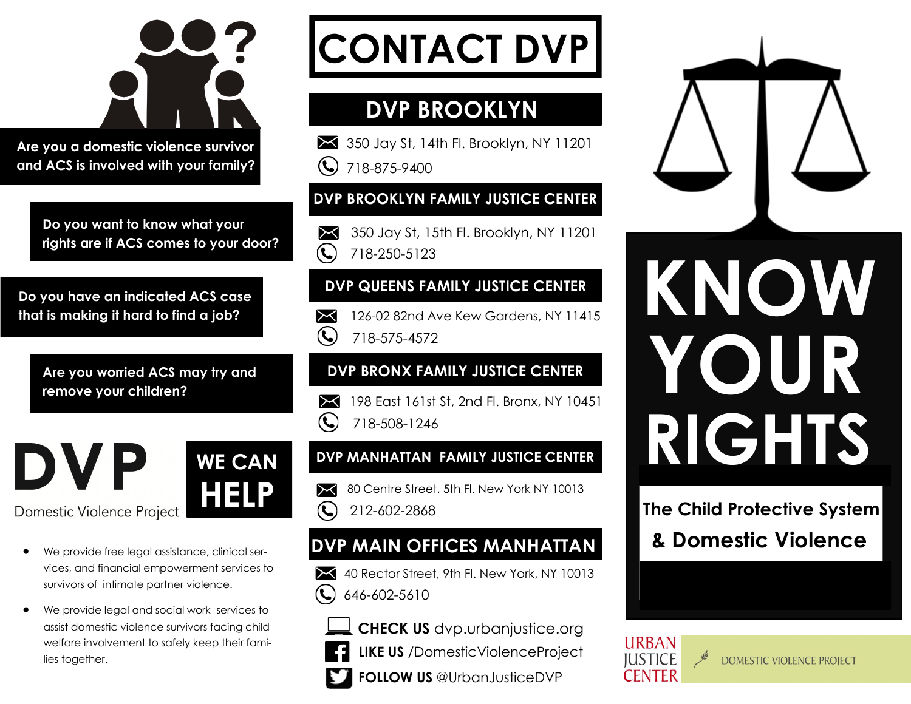Are you a domestic violence survivor and ACS is involved with your family?

Do you want to know what your rights are if ACS comes to your door?

Do you have an indicated ACS case that is making it hard to find a job?

Are you worried ACS may try and remove your children?

# DVP

Domestic Violence Project

**WE CAN HELP**

- We provide free legal assistance, clinical services, and financial empowerment services to survivors of intimate partner violence.
- We provide legal and social work services to assist domestic violence survivors facing child welfare involvement to safely keep their families together.

# CONTACT DVP

## DVP BROOKLYN

350 Jay St, 14th Fl. Brooklyn, NY 11201
718-875-9400

## DVP BROOKLYN FAMILY JUSTICE CENTER

350 Jay St, 15th Fl. Brooklyn, NY 11201
718-250-5123

## DVP QUEENS FAMILY JUSTICE CENTER

126-02 82nd Ave Kew Gardens, NY 11415
718-575-4572

## DVP BRONX FAMILY JUSTICE CENTER

198 East 161st St, 2nd Fl. Bronx, NY 10451
718-508-1246

## DVP MANHATTAN FAMILY JUSTICE CENTER

80 Centre Street, 5th Fl. New York NY 10013
212-602-2868

## DVP MAIN OFFICES MANHATTAN

40 Rector Street, 9th Fl. New York, NY 10013
646-602-5610

**CHECK US** dvp.urbanjustice.org
**LIKE US** /DomesticViolenceProject
**FOLLOW US** @UrbanJusticeDVP

# KNOW YOUR RIGHTS

## The Child Protective System & Domestic Violence

URBAN JUSTICE CENTER
DOMESTIC VIOLENCE PROJECT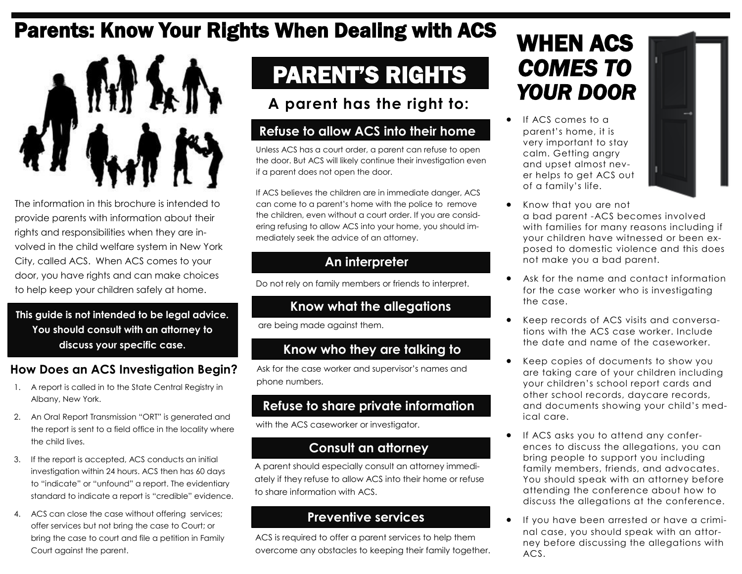# Parents: Know Your Rights When Dealing with ACS

The information in this brochure is intended to provide parents with information about their rights and responsibilities when they are involved in the child welfare system in New York City, called ACS. When ACS comes to your door, you have rights and can make choices to help keep your children safely at home.

**This guide is not intended to be legal advice. You should consult with an attorney to discuss your specific case.**

### How Does an ACS Investigation Begin?

1. A report is called in to the State Central Registry in Albany, New York.
2. An Oral Report Transmission "ORT" is generated and the report is sent to a field office in the locality where the child lives.
3. If the report is accepted, ACS conducts an initial investigation within 24 hours. ACS then has 60 days to "indicate" or "unfound" a report. The evidentiary standard to indicate a report is "credible" evidence.
4. ACS can close the case without offering services; offer services but not bring the case to Court; or bring the case to court and file a petition in Family Court against the parent.

## PARENT'S RIGHTS

### A parent has the right to:

#### Refuse to allow ACS into their home

Unless ACS has a court order, a parent can refuse to open the door. But ACS will likely continue their investigation even if a parent does not open the door.

If ACS believes the children are in immediate danger, ACS can come to a parent's home with the police to remove the children, even without a court order. If you are considering refusing to allow ACS into your home, you should immediately seek the advice of an attorney.

#### An interpreter

Do not rely on family members or friends to interpret.

#### Know what the allegations

are being made against them.

#### Know who they are talking to

Ask for the case worker and supervisor's names and phone numbers.

#### Refuse to share private information

with the ACS caseworker or investigator.

#### Consult an attorney

A parent should especially consult an attorney immediately if they refuse to allow ACS into their home or refuse to share information with ACS.

#### Preventive services

ACS is required to offer a parent services to help them overcome any obstacles to keeping their family together.

## WHEN ACS *COMES TO YOUR DOOR*

- If ACS comes to a parent's home, it is very important to stay calm. Getting angry and upset almost never helps to get ACS out of a family's life.
- Know that you are not a bad parent -ACS becomes involved with families for many reasons including if your children have witnessed or been exposed to domestic violence and this does not make you a bad parent.
- Ask for the name and contact information for the case worker who is investigating the case.
- Keep records of ACS visits and conversations with the ACS case worker. Include the date and name of the caseworker.
- Keep copies of documents to show you are taking care of your children including your children's school report cards and other school records, daycare records, and documents showing your child's medical care.
- If ACS asks you to attend any conferences to discuss the allegations, you can bring people to support you including family members, friends, and advocates. You should speak with an attorney before attending the conference about how to discuss the allegations at the conference.
- If you have been arrested or have a criminal case, you should speak with an attorney before discussing the allegations with ACS.